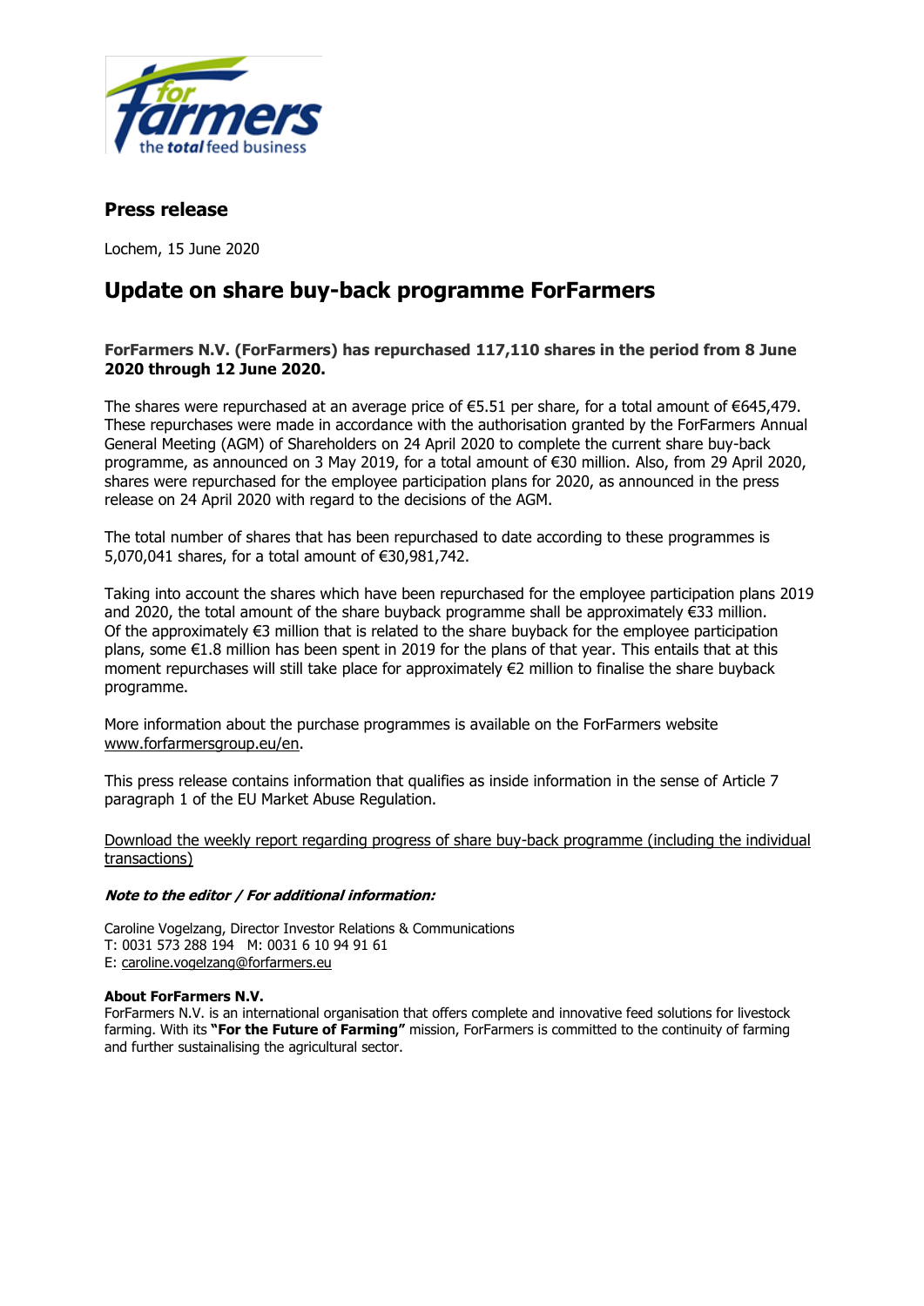## Press release

Lochem, 15 June 2020

# Update on share buy-back programme ForFarmers

**ForFarmers N.V. (ForFarmers) has repurchased 117,110 shares in the period from 8 June 2020 through 12 June 2020.**

The shares were repurchased at an average price of €5.51 per share, for a total amount of €645,479. These repurchases were made in accordance with the authorisation granted by the ForFarmers Annual General Meeting (AGM) of Shareholders on 24 April 2020 to complete the current share buy-back programme, as announced on 3 May 2019, for a total amount of €30 million. Also, from 29 April 2020, shares were repurchased for the employee participation plans for 2020, as announced in the press release on 24 April 2020 with regard to the decisions of the AGM.

The total number of shares that has been repurchased to date according to these programmes is 5,070,041 shares, for a total amount of €30,981,742.

Taking into account the shares which have been repurchased for the employee participation plans 2019 and 2020, the total amount of the share buyback programme shall be approximately €33 million. Of the approximately €3 million that is related to the share buyback for the employee participation plans, some €1.8 million has been spent in 2019 for the plans of that year. This entails that at this moment repurchases will still take place for approximately €2 million to finalise the share buyback programme.

More information about the purchase programmes is available on the ForFarmers website www.forfarmersgroup.eu/en.

This press release contains information that qualifies as inside information in the sense of Article 7 paragraph 1 of the EU Market Abuse Regulation.

Download the weekly report regarding progress of share buy-back programme (including the individual transactions)

***Note to the editor / For additional information:***

Caroline Vogelzang, Director Investor Relations & Communications
T: 0031 573 288 194   M: 0031 6 10 94 91 61
E: caroline.vogelzang@forfarmers.eu

**About ForFarmers N.V.**
ForFarmers N.V. is an international organisation that offers complete and innovative feed solutions for livestock farming. With its **"For the Future of Farming"** mission, ForFarmers is committed to the continuity of farming and further sustainalising the agricultural sector.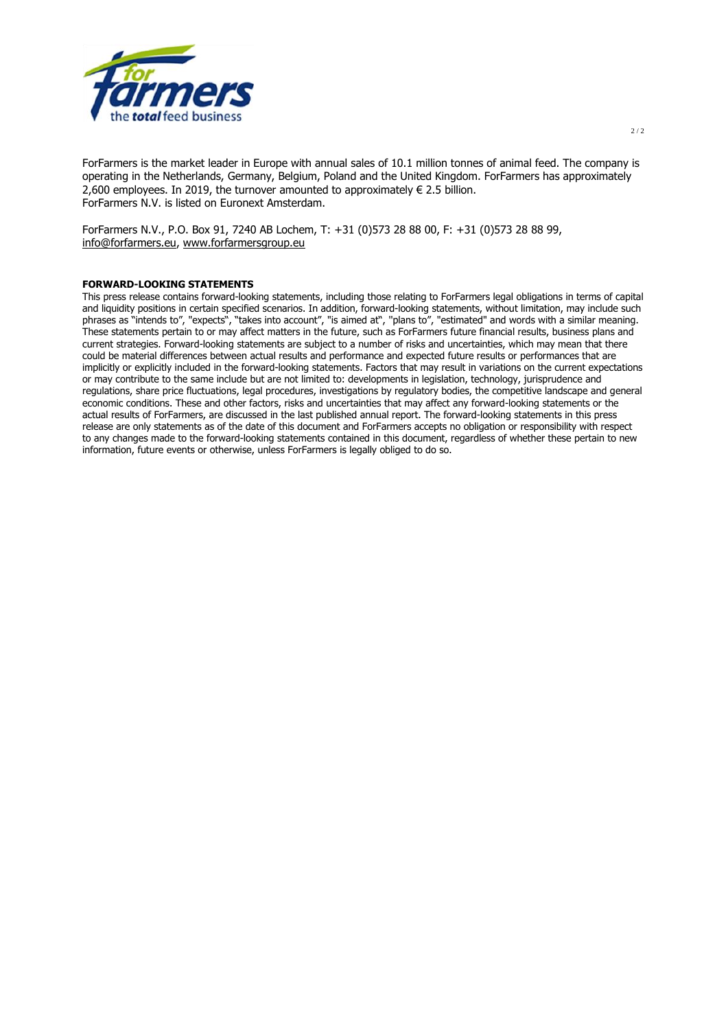ForFarmers is the market leader in Europe with annual sales of 10.1 million tonnes of animal feed. The company is operating in the Netherlands, Germany, Belgium, Poland and the United Kingdom. ForFarmers has approximately 2,600 employees. In 2019, the turnover amounted to approximately € 2.5 billion.
ForFarmers N.V. is listed on Euronext Amsterdam.

ForFarmers N.V., P.O. Box 91, 7240 AB Lochem, T: +31 (0)573 28 88 00, F: +31 (0)573 28 88 99, info@forfarmers.eu, www.forfarmersgroup.eu

**FORWARD-LOOKING STATEMENTS**

This press release contains forward-looking statements, including those relating to ForFarmers legal obligations in terms of capital and liquidity positions in certain specified scenarios. In addition, forward-looking statements, without limitation, may include such phrases as "intends to", "expects", "takes into account", "is aimed at", "plans to", "estimated" and words with a similar meaning. These statements pertain to or may affect matters in the future, such as ForFarmers future financial results, business plans and current strategies. Forward-looking statements are subject to a number of risks and uncertainties, which may mean that there could be material differences between actual results and performance and expected future results or performances that are implicitly or explicitly included in the forward-looking statements. Factors that may result in variations on the current expectations or may contribute to the same include but are not limited to: developments in legislation, technology, jurisprudence and regulations, share price fluctuations, legal procedures, investigations by regulatory bodies, the competitive landscape and general economic conditions. These and other factors, risks and uncertainties that may affect any forward-looking statements or the actual results of ForFarmers, are discussed in the last published annual report. The forward-looking statements in this press release are only statements as of the date of this document and ForFarmers accepts no obligation or responsibility with respect to any changes made to the forward-looking statements contained in this document, regardless of whether these pertain to new information, future events or otherwise, unless ForFarmers is legally obliged to do so.